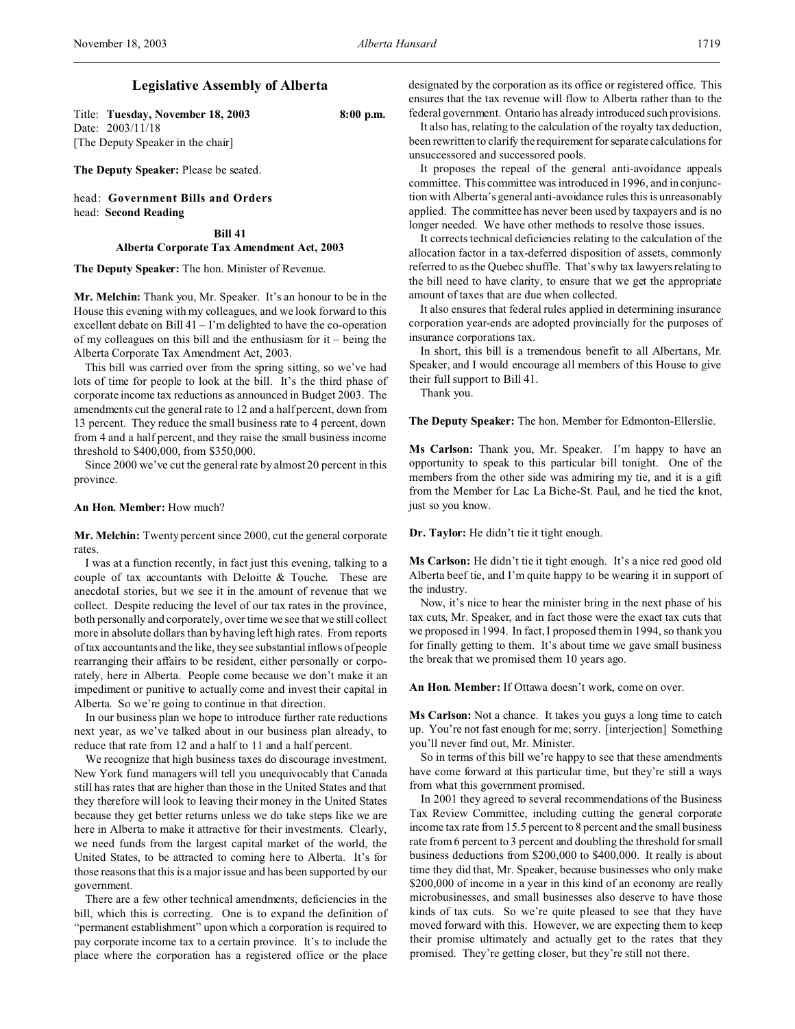# Legislative Assembly of Alberta

Title: **Tuesday, November 18, 2003** **8:00 p.m.**
Date: 2003/11/18
[The Deputy Speaker in the chair]

**The Deputy Speaker:** Please be seated.

head: **Government Bills and Orders**
head: **Second Reading**

## Bill 41
## Alberta Corporate Tax Amendment Act, 2003

**The Deputy Speaker:** The hon. Minister of Revenue.

**Mr. Melchin:** Thank you, Mr. Speaker. It's an honour to be in the House this evening with my colleagues, and we look forward to this excellent debate on Bill 41 – I'm delighted to have the co-operation of my colleagues on this bill and the enthusiasm for it – being the Alberta Corporate Tax Amendment Act, 2003.

This bill was carried over from the spring sitting, so we've had lots of time for people to look at the bill. It's the third phase of corporate income tax reductions as announced in Budget 2003. The amendments cut the general rate to 12 and a half percent, down from 13 percent. They reduce the small business rate to 4 percent, down from 4 and a half percent, and they raise the small business income threshold to $400,000, from $350,000.

Since 2000 we've cut the general rate by almost 20 percent in this province.

**An Hon. Member:** How much?

**Mr. Melchin:** Twenty percent since 2000, cut the general corporate rates.

I was at a function recently, in fact just this evening, talking to a couple of tax accountants with Deloitte & Touche. These are anecdotal stories, but we see it in the amount of revenue that we collect. Despite reducing the level of our tax rates in the province, both personally and corporately, over time we see that we still collect more in absolute dollars than by having left high rates. From reports of tax accountants and the like, they see substantial inflows of people rearranging their affairs to be resident, either personally or corporately, here in Alberta. People come because we don't make it an impediment or punitive to actually come and invest their capital in Alberta. So we're going to continue in that direction.

In our business plan we hope to introduce further rate reductions next year, as we've talked about in our business plan already, to reduce that rate from 12 and a half to 11 and a half percent.

We recognize that high business taxes do discourage investment. New York fund managers will tell you unequivocally that Canada still has rates that are higher than those in the United States and that they therefore will look to leaving their money in the United States because they get better returns unless we do take steps like we are here in Alberta to make it attractive for their investments. Clearly, we need funds from the largest capital market of the world, the United States, to be attracted to coming here to Alberta. It's for those reasons that this is a major issue and has been supported by our government.

There are a few other technical amendments, deficiencies in the bill, which this is correcting. One is to expand the definition of "permanent establishment" upon which a corporation is required to pay corporate income tax to a certain province. It's to include the place where the corporation has a registered office or the place designated by the corporation as its office or registered office. This ensures that the tax revenue will flow to Alberta rather than to the federal government. Ontario has already introduced such provisions.

It also has, relating to the calculation of the royalty tax deduction, been rewritten to clarify the requirement for separate calculations for unsuccessored and successored pools.

It proposes the repeal of the general anti-avoidance appeals committee. This committee was introduced in 1996, and in conjunction with Alberta's general anti-avoidance rules this is unreasonably applied. The committee has never been used by taxpayers and is no longer needed. We have other methods to resolve those issues.

It corrects technical deficiencies relating to the calculation of the allocation factor in a tax-deferred disposition of assets, commonly referred to as the Quebec shuffle. That's why tax lawyers relating to the bill need to have clarity, to ensure that we get the appropriate amount of taxes that are due when collected.

It also ensures that federal rules applied in determining insurance corporation year-ends are adopted provincially for the purposes of insurance corporations tax.

In short, this bill is a tremendous benefit to all Albertans, Mr. Speaker, and I would encourage all members of this House to give their full support to Bill 41.

Thank you.

**The Deputy Speaker:** The hon. Member for Edmonton-Ellerslie.

**Ms Carlson:** Thank you, Mr. Speaker. I'm happy to have an opportunity to speak to this particular bill tonight. One of the members from the other side was admiring my tie, and it is a gift from the Member for Lac La Biche-St. Paul, and he tied the knot, just so you know.

**Dr. Taylor:** He didn't tie it tight enough.

**Ms Carlson:** He didn't tie it tight enough. It's a nice red good old Alberta beef tie, and I'm quite happy to be wearing it in support of the industry.

Now, it's nice to hear the minister bring in the next phase of his tax cuts, Mr. Speaker, and in fact those were the exact tax cuts that we proposed in 1994. In fact, I proposed them in 1994, so thank you for finally getting to them. It's about time we gave small business the break that we promised them 10 years ago.

**An Hon. Member:** If Ottawa doesn't work, come on over.

**Ms Carlson:** Not a chance. It takes you guys a long time to catch up. You're not fast enough for me; sorry. [interjection] Something you'll never find out, Mr. Minister.

So in terms of this bill we're happy to see that these amendments have come forward at this particular time, but they're still a ways from what this government promised.

In 2001 they agreed to several recommendations of the Business Tax Review Committee, including cutting the general corporate income tax rate from 15.5 percent to 8 percent and the small business rate from 6 percent to 3 percent and doubling the threshold for small business deductions from $200,000 to $400,000. It really is about time they did that, Mr. Speaker, because businesses who only make $200,000 of income in a year in this kind of an economy are really microbusinesses, and small businesses also deserve to have those kinds of tax cuts. So we're quite pleased to see that they have moved forward with this. However, we are expecting them to keep their promise ultimately and actually get to the rates that they promised. They're getting closer, but they're still not there.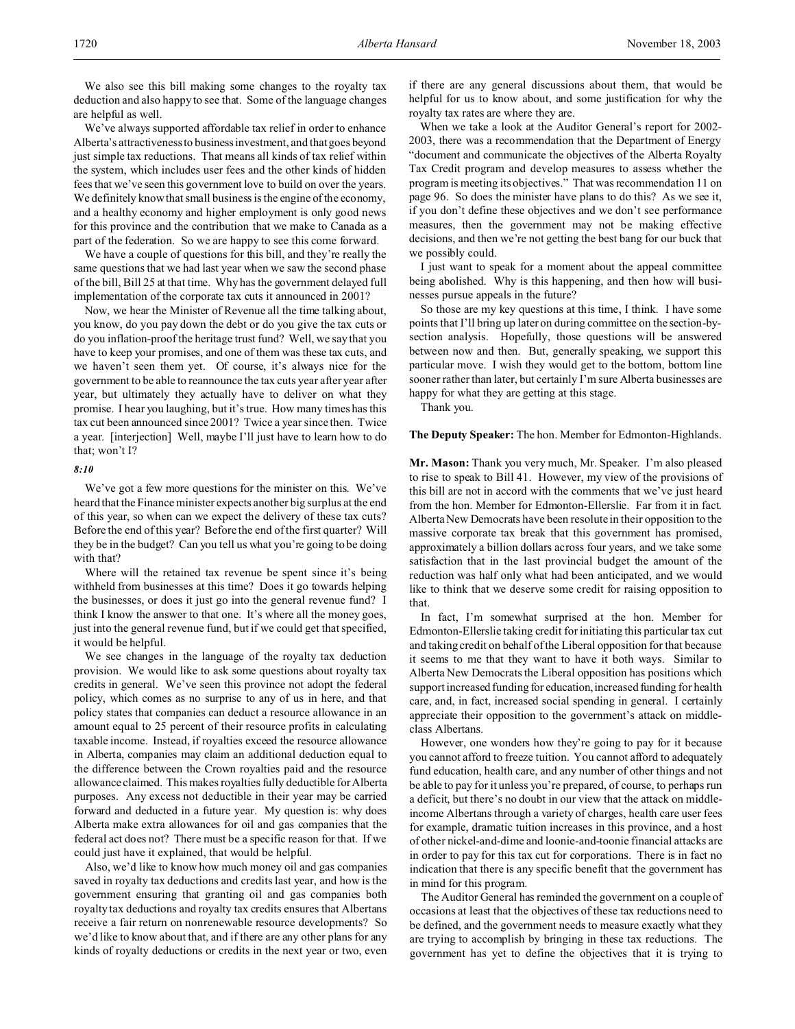We also see this bill making some changes to the royalty tax deduction and also happy to see that. Some of the language changes are helpful as well.

We've always supported affordable tax relief in order to enhance Alberta's attractiveness to business investment, and that goes beyond just simple tax reductions. That means all kinds of tax relief within the system, which includes user fees and the other kinds of hidden fees that we've seen this government love to build on over the years. We definitely know that small business is the engine of the economy, and a healthy economy and higher employment is only good news for this province and the contribution that we make to Canada as a part of the federation. So we are happy to see this come forward.

We have a couple of questions for this bill, and they're really the same questions that we had last year when we saw the second phase of the bill, Bill 25 at that time. Why has the government delayed full implementation of the corporate tax cuts it announced in 2001?

Now, we hear the Minister of Revenue all the time talking about, you know, do you pay down the debt or do you give the tax cuts or do you inflation-proof the heritage trust fund? Well, we say that you have to keep your promises, and one of them was these tax cuts, and we haven't seen them yet. Of course, it's always nice for the government to be able to reannounce the tax cuts year after year after year, but ultimately they actually have to deliver on what they promise. I hear you laughing, but it's true. How many times has this tax cut been announced since 2001? Twice a year since then. Twice a year. [interjection] Well, maybe I'll just have to learn how to do that; won't I?

*8:10*

We've got a few more questions for the minister on this. We've heard that the Finance minister expects another big surplus at the end of this year, so when can we expect the delivery of these tax cuts? Before the end of this year? Before the end of the first quarter? Will they be in the budget? Can you tell us what you're going to be doing with that?

Where will the retained tax revenue be spent since it's being withheld from businesses at this time? Does it go towards helping the businesses, or does it just go into the general revenue fund? I think I know the answer to that one. It's where all the money goes, just into the general revenue fund, but if we could get that specified, it would be helpful.

We see changes in the language of the royalty tax deduction provision. We would like to ask some questions about royalty tax credits in general. We've seen this province not adopt the federal policy, which comes as no surprise to any of us in here, and that policy states that companies can deduct a resource allowance in an amount equal to 25 percent of their resource profits in calculating taxable income. Instead, if royalties exceed the resource allowance in Alberta, companies may claim an additional deduction equal to the difference between the Crown royalties paid and the resource allowance claimed. This makes royalties fully deductible for Alberta purposes. Any excess not deductible in their year may be carried forward and deducted in a future year. My question is: why does Alberta make extra allowances for oil and gas companies that the federal act does not? There must be a specific reason for that. If we could just have it explained, that would be helpful.

Also, we'd like to know how much money oil and gas companies saved in royalty tax deductions and credits last year, and how is the government ensuring that granting oil and gas companies both royalty tax deductions and royalty tax credits ensures that Albertans receive a fair return on nonrenewable resource developments? So we'd like to know about that, and if there are any other plans for any kinds of royalty deductions or credits in the next year or two, even if there are any general discussions about them, that would be helpful for us to know about, and some justification for why the royalty tax rates are where they are.

When we take a look at the Auditor General's report for 2002-2003, there was a recommendation that the Department of Energy "document and communicate the objectives of the Alberta Royalty Tax Credit program and develop measures to assess whether the program is meeting its objectives." That was recommendation 11 on page 96. So does the minister have plans to do this? As we see it, if you don't define these objectives and we don't see performance measures, then the government may not be making effective decisions, and then we're not getting the best bang for our buck that we possibly could.

I just want to speak for a moment about the appeal committee being abolished. Why is this happening, and then how will businesses pursue appeals in the future?

So those are my key questions at this time, I think. I have some points that I'll bring up later on during committee on the section-by-section analysis. Hopefully, those questions will be answered between now and then. But, generally speaking, we support this particular move. I wish they would get to the bottom, bottom line sooner rather than later, but certainly I'm sure Alberta businesses are happy for what they are getting at this stage.

Thank you.

**The Deputy Speaker:** The hon. Member for Edmonton-Highlands.

**Mr. Mason:** Thank you very much, Mr. Speaker. I'm also pleased to rise to speak to Bill 41. However, my view of the provisions of this bill are not in accord with the comments that we've just heard from the hon. Member for Edmonton-Ellerslie. Far from it in fact. Alberta New Democrats have been resolute in their opposition to the massive corporate tax break that this government has promised, approximately a billion dollars across four years, and we take some satisfaction that in the last provincial budget the amount of the reduction was half only what had been anticipated, and we would like to think that we deserve some credit for raising opposition to that.

In fact, I'm somewhat surprised at the hon. Member for Edmonton-Ellerslie taking credit for initiating this particular tax cut and taking credit on behalf of the Liberal opposition for that because it seems to me that they want to have it both ways. Similar to Alberta New Democrats the Liberal opposition has positions which support increased funding for education, increased funding for health care, and, in fact, increased social spending in general. I certainly appreciate their opposition to the government's attack on middle-class Albertans.

However, one wonders how they're going to pay for it because you cannot afford to freeze tuition. You cannot afford to adequately fund education, health care, and any number of other things and not be able to pay for it unless you're prepared, of course, to perhaps run a deficit, but there's no doubt in our view that the attack on middle-income Albertans through a variety of charges, health care user fees for example, dramatic tuition increases in this province, and a host of other nickel-and-dime and loonie-and-toonie financial attacks are in order to pay for this tax cut for corporations. There is in fact no indication that there is any specific benefit that the government has in mind for this program.

The Auditor General has reminded the government on a couple of occasions at least that the objectives of these tax reductions need to be defined, and the government needs to measure exactly what they are trying to accomplish by bringing in these tax reductions. The government has yet to define the objectives that it is trying to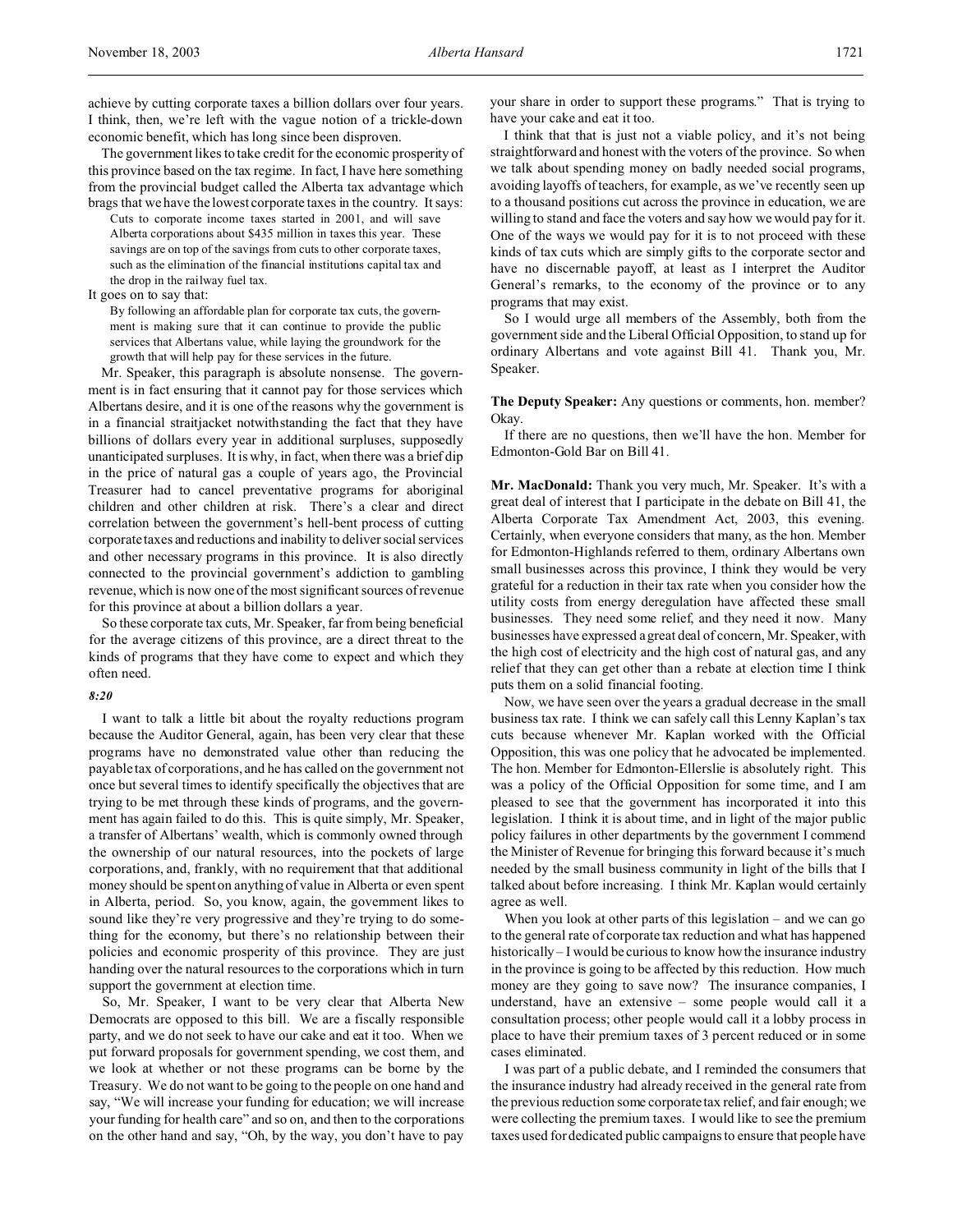achieve by cutting corporate taxes a billion dollars over four years. I think, then, we're left with the vague notion of a trickle-down economic benefit, which has long since been disproven.

The government likes to take credit for the economic prosperity of this province based on the tax regime. In fact, I have here something from the provincial budget called the Alberta tax advantage which brags that we have the lowest corporate taxes in the country. It says:

> Cuts to corporate income taxes started in 2001, and will save Alberta corporations about $435 million in taxes this year. These savings are on top of the savings from cuts to other corporate taxes, such as the elimination of the financial institutions capital tax and the drop in the railway fuel tax.

It goes on to say that:

> By following an affordable plan for corporate tax cuts, the government is making sure that it can continue to provide the public services that Albertans value, while laying the groundwork for the growth that will help pay for these services in the future.

Mr. Speaker, this paragraph is absolute nonsense. The government is in fact ensuring that it cannot pay for those services which Albertans desire, and it is one of the reasons why the government is in a financial straitjacket notwithstanding the fact that they have billions of dollars every year in additional surpluses, supposedly unanticipated surpluses. It is why, in fact, when there was a brief dip in the price of natural gas a couple of years ago, the Provincial Treasurer had to cancel preventative programs for aboriginal children and other children at risk. There's a clear and direct correlation between the government's hell-bent process of cutting corporate taxes and reductions and inability to deliver social services and other necessary programs in this province. It is also directly connected to the provincial government's addiction to gambling revenue, which is now one of the most significant sources of revenue for this province at about a billion dollars a year.

So these corporate tax cuts, Mr. Speaker, far from being beneficial for the average citizens of this province, are a direct threat to the kinds of programs that they have come to expect and which they often need.

*8:20*

I want to talk a little bit about the royalty reductions program because the Auditor General, again, has been very clear that these programs have no demonstrated value other than reducing the payable tax of corporations, and he has called on the government not once but several times to identify specifically the objectives that are trying to be met through these kinds of programs, and the government has again failed to do this. This is quite simply, Mr. Speaker, a transfer of Albertans' wealth, which is commonly owned through the ownership of our natural resources, into the pockets of large corporations, and, frankly, with no requirement that that additional money should be spent on anything of value in Alberta or even spent in Alberta, period. So, you know, again, the government likes to sound like they're very progressive and they're trying to do something for the economy, but there's no relationship between their policies and economic prosperity of this province. They are just handing over the natural resources to the corporations which in turn support the government at election time.

So, Mr. Speaker, I want to be very clear that Alberta New Democrats are opposed to this bill. We are a fiscally responsible party, and we do not seek to have our cake and eat it too. When we put forward proposals for government spending, we cost them, and we look at whether or not these programs can be borne by the Treasury. We do not want to be going to the people on one hand and say, "We will increase your funding for education; we will increase your funding for health care" and so on, and then to the corporations on the other hand and say, "Oh, by the way, you don't have to pay your share in order to support these programs." That is trying to have your cake and eat it too.

I think that that is just not a viable policy, and it's not being straightforward and honest with the voters of the province. So when we talk about spending money on badly needed social programs, avoiding layoffs of teachers, for example, as we've recently seen up to a thousand positions cut across the province in education, we are willing to stand and face the voters and say how we would pay for it. One of the ways we would pay for it is to not proceed with these kinds of tax cuts which are simply gifts to the corporate sector and have no discernable payoff, at least as I interpret the Auditor General's remarks, to the economy of the province or to any programs that may exist.

So I would urge all members of the Assembly, both from the government side and the Liberal Official Opposition, to stand up for ordinary Albertans and vote against Bill 41. Thank you, Mr. Speaker.

**The Deputy Speaker:** Any questions or comments, hon. member? Okay.

If there are no questions, then we'll have the hon. Member for Edmonton-Gold Bar on Bill 41.

**Mr. MacDonald:** Thank you very much, Mr. Speaker. It's with a great deal of interest that I participate in the debate on Bill 41, the Alberta Corporate Tax Amendment Act, 2003, this evening. Certainly, when everyone considers that many, as the hon. Member for Edmonton-Highlands referred to them, ordinary Albertans own small businesses across this province, I think they would be very grateful for a reduction in their tax rate when you consider how the utility costs from energy deregulation have affected these small businesses. They need some relief, and they need it now. Many businesses have expressed a great deal of concern, Mr. Speaker, with the high cost of electricity and the high cost of natural gas, and any relief that they can get other than a rebate at election time I think puts them on a solid financial footing.

Now, we have seen over the years a gradual decrease in the small business tax rate. I think we can safely call this Lenny Kaplan's tax cuts because whenever Mr. Kaplan worked with the Official Opposition, this was one policy that he advocated be implemented. The hon. Member for Edmonton-Ellerslie is absolutely right. This was a policy of the Official Opposition for some time, and I am pleased to see that the government has incorporated it into this legislation. I think it is about time, and in light of the major public policy failures in other departments by the government I commend the Minister of Revenue for bringing this forward because it's much needed by the small business community in light of the bills that I talked about before increasing. I think Mr. Kaplan would certainly agree as well.

When you look at other parts of this legislation – and we can go to the general rate of corporate tax reduction and what has happened historically – I would be curious to know how the insurance industry in the province is going to be affected by this reduction. How much money are they going to save now? The insurance companies, I understand, have an extensive – some people would call it a consultation process; other people would call it a lobby process in place to have their premium taxes of 3 percent reduced or in some cases eliminated.

I was part of a public debate, and I reminded the consumers that the insurance industry had already received in the general rate from the previous reduction some corporate tax relief, and fair enough; we were collecting the premium taxes. I would like to see the premium taxes used for dedicated public campaigns to ensure that people have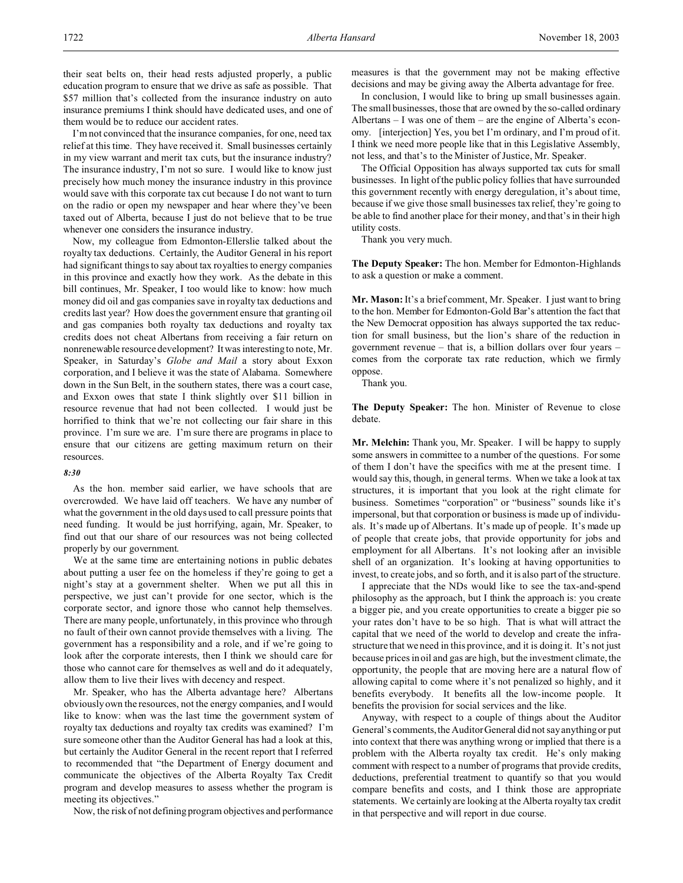their seat belts on, their head rests adjusted properly, a public education program to ensure that we drive as safe as possible. That $57 million that's collected from the insurance industry on auto insurance premiums I think should have dedicated uses, and one of them would be to reduce our accident rates.

I'm not convinced that the insurance companies, for one, need tax relief at this time. They have received it. Small businesses certainly in my view warrant and merit tax cuts, but the insurance industry? The insurance industry, I'm not so sure. I would like to know just precisely how much money the insurance industry in this province would save with this corporate tax cut because I do not want to turn on the radio or open my newspaper and hear where they've been taxed out of Alberta, because I just do not believe that to be true whenever one considers the insurance industry.

Now, my colleague from Edmonton-Ellerslie talked about the royalty tax deductions. Certainly, the Auditor General in his report had significant things to say about tax royalties to energy companies in this province and exactly how they work. As the debate in this bill continues, Mr. Speaker, I too would like to know: how much money did oil and gas companies save in royalty tax deductions and credits last year? How does the government ensure that granting oil and gas companies both royalty tax deductions and royalty tax credits does not cheat Albertans from receiving a fair return on nonrenewable resource development? It was interesting to note, Mr. Speaker, in Saturday's *Globe and Mail* a story about Exxon corporation, and I believe it was the state of Alabama. Somewhere down in the Sun Belt, in the southern states, there was a court case, and Exxon owes that state I think slightly over $11 billion in resource revenue that had not been collected. I would just be horrified to think that we're not collecting our fair share in this province. I'm sure we are. I'm sure there are programs in place to ensure that our citizens are getting maximum return on their resources.

*8:30*

As the hon. member said earlier, we have schools that are overcrowded. We have laid off teachers. We have any number of what the government in the old days used to call pressure points that need funding. It would be just horrifying, again, Mr. Speaker, to find out that our share of our resources was not being collected properly by our government.

We at the same time are entertaining notions in public debates about putting a user fee on the homeless if they're going to get a night's stay at a government shelter. When we put all this in perspective, we just can't provide for one sector, which is the corporate sector, and ignore those who cannot help themselves. There are many people, unfortunately, in this province who through no fault of their own cannot provide themselves with a living. The government has a responsibility and a role, and if we're going to look after the corporate interests, then I think we should care for those who cannot care for themselves as well and do it adequately, allow them to live their lives with decency and respect.

Mr. Speaker, who has the Alberta advantage here? Albertans obviously own the resources, not the energy companies, and I would like to know: when was the last time the government system of royalty tax deductions and royalty tax credits was examined? I'm sure someone other than the Auditor General has had a look at this, but certainly the Auditor General in the recent report that I referred to recommended that "the Department of Energy document and communicate the objectives of the Alberta Royalty Tax Credit program and develop measures to assess whether the program is meeting its objectives."

Now, the risk of not defining program objectives and performance measures is that the government may not be making effective decisions and may be giving away the Alberta advantage for free.

In conclusion, I would like to bring up small businesses again. The small businesses, those that are owned by the so-called ordinary Albertans – I was one of them – are the engine of Alberta's economy. [interjection] Yes, you bet I'm ordinary, and I'm proud of it. I think we need more people like that in this Legislative Assembly, not less, and that's to the Minister of Justice, Mr. Speaker.

The Official Opposition has always supported tax cuts for small businesses. In light of the public policy follies that have surrounded this government recently with energy deregulation, it's about time, because if we give those small businesses tax relief, they're going to be able to find another place for their money, and that's in their high utility costs.

Thank you very much.

**The Deputy Speaker:** The hon. Member for Edmonton-Highlands to ask a question or make a comment.

**Mr. Mason:** It's a brief comment, Mr. Speaker. I just want to bring to the hon. Member for Edmonton-Gold Bar's attention the fact that the New Democrat opposition has always supported the tax reduction for small business, but the lion's share of the reduction in government revenue – that is, a billion dollars over four years – comes from the corporate tax rate reduction, which we firmly oppose.

Thank you.

**The Deputy Speaker:** The hon. Minister of Revenue to close debate.

**Mr. Melchin:** Thank you, Mr. Speaker. I will be happy to supply some answers in committee to a number of the questions. For some of them I don't have the specifics with me at the present time. I would say this, though, in general terms. When we take a look at tax structures, it is important that you look at the right climate for business. Sometimes "corporation" or "business" sounds like it's impersonal, but that corporation or business is made up of individuals. It's made up of Albertans. It's made up of people. It's made up of people that create jobs, that provide opportunity for jobs and employment for all Albertans. It's not looking after an invisible shell of an organization. It's looking at having opportunities to invest, to create jobs, and so forth, and it is also part of the structure.

I appreciate that the NDs would like to see the tax-and-spend philosophy as the approach, but I think the approach is: you create a bigger pie, and you create opportunities to create a bigger pie so your rates don't have to be so high. That is what will attract the capital that we need of the world to develop and create the infrastructure that we need in this province, and it is doing it. It's not just because prices in oil and gas are high, but the investment climate, the opportunity, the people that are moving here are a natural flow of allowing capital to come where it's not penalized so highly, and it benefits everybody. It benefits all the low-income people. It benefits the provision for social services and the like.

Anyway, with respect to a couple of things about the Auditor General's comments, the Auditor General did not say anything or put into context that there was anything wrong or implied that there is a problem with the Alberta royalty tax credit. He's only making comment with respect to a number of programs that provide credits, deductions, preferential treatment to quantify so that you would compare benefits and costs, and I think those are appropriate statements. We certainly are looking at the Alberta royalty tax credit in that perspective and will report in due course.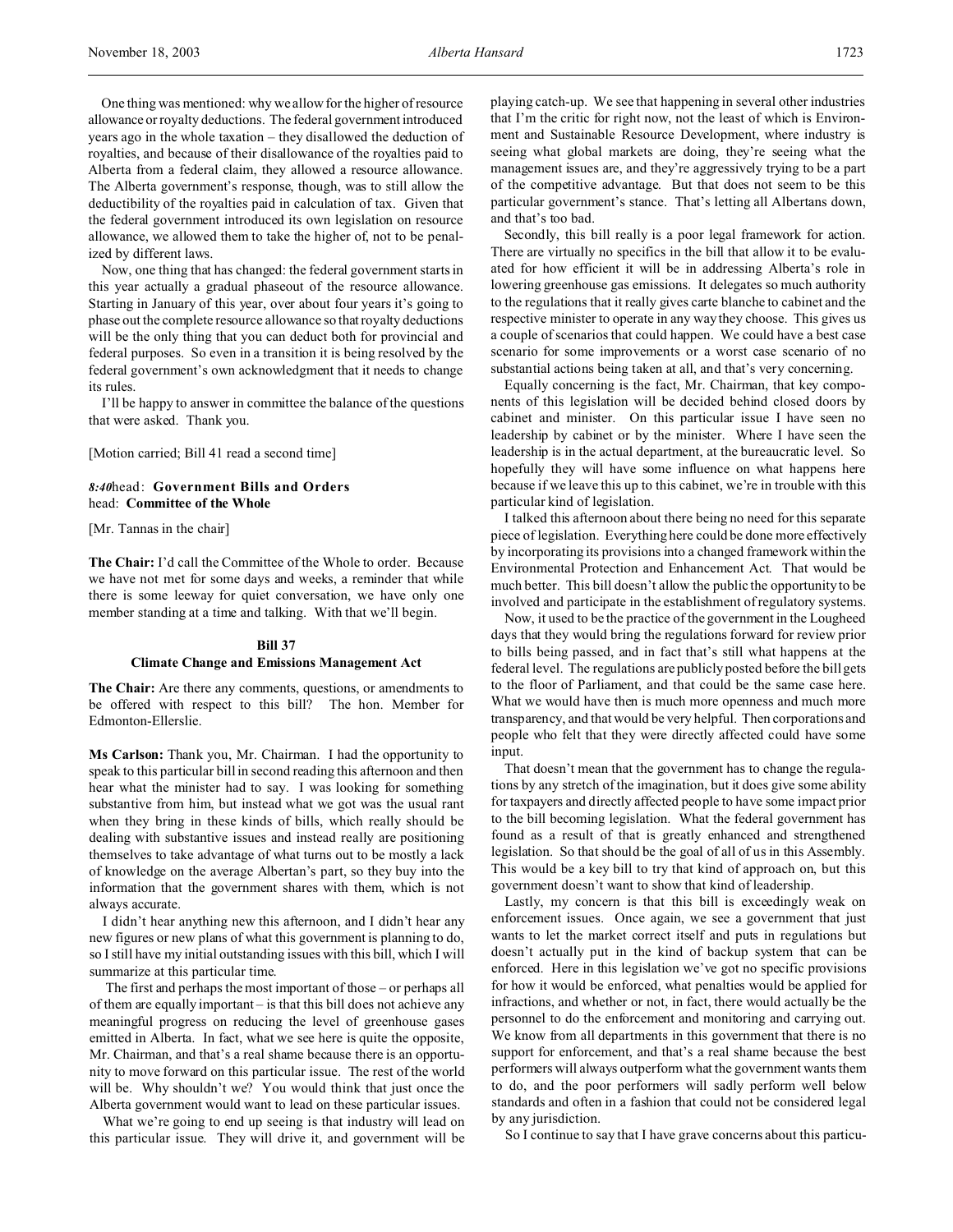One thing was mentioned: why we allow for the higher of resource allowance or royalty deductions. The federal government introduced years ago in the whole taxation – they disallowed the deduction of royalties, and because of their disallowance of the royalties paid to Alberta from a federal claim, they allowed a resource allowance. The Alberta government's response, though, was to still allow the deductibility of the royalties paid in calculation of tax. Given that the federal government introduced its own legislation on resource allowance, we allowed them to take the higher of, not to be penalized by different laws.

Now, one thing that has changed: the federal government starts in this year actually a gradual phaseout of the resource allowance. Starting in January of this year, over about four years it's going to phase out the complete resource allowance so that royalty deductions will be the only thing that you can deduct both for provincial and federal purposes. So even in a transition it is being resolved by the federal government's own acknowledgment that it needs to change its rules.

I'll be happy to answer in committee the balance of the questions that were asked. Thank you.

[Motion carried; Bill 41 read a second time]

*8:40* head: **Government Bills and Orders**
head: **Committee of the Whole**

[Mr. Tannas in the chair]

**The Chair:** I'd call the Committee of the Whole to order. Because we have not met for some days and weeks, a reminder that while there is some leeway for quiet conversation, we have only one member standing at a time and talking. With that we'll begin.

**Bill 37**
**Climate Change and Emissions Management Act**

**The Chair:** Are there any comments, questions, or amendments to be offered with respect to this bill? The hon. Member for Edmonton-Ellerslie.

**Ms Carlson:** Thank you, Mr. Chairman. I had the opportunity to speak to this particular bill in second reading this afternoon and then hear what the minister had to say. I was looking for something substantive from him, but instead what we got was the usual rant when they bring in these kinds of bills, which really should be dealing with substantive issues and instead really are positioning themselves to take advantage of what turns out to be mostly a lack of knowledge on the average Albertan's part, so they buy into the information that the government shares with them, which is not always accurate.

I didn't hear anything new this afternoon, and I didn't hear any new figures or new plans of what this government is planning to do, so I still have my initial outstanding issues with this bill, which I will summarize at this particular time.

The first and perhaps the most important of those – or perhaps all of them are equally important – is that this bill does not achieve any meaningful progress on reducing the level of greenhouse gases emitted in Alberta. In fact, what we see here is quite the opposite, Mr. Chairman, and that's a real shame because there is an opportunity to move forward on this particular issue. The rest of the world will be. Why shouldn't we? You would think that just once the Alberta government would want to lead on these particular issues.

What we're going to end up seeing is that industry will lead on this particular issue. They will drive it, and government will be playing catch-up. We see that happening in several other industries that I'm the critic for right now, not the least of which is Environment and Sustainable Resource Development, where industry is seeing what global markets are doing, they're seeing what the management issues are, and they're aggressively trying to be a part of the competitive advantage. But that does not seem to be this particular government's stance. That's letting all Albertans down, and that's too bad.

Secondly, this bill really is a poor legal framework for action. There are virtually no specifics in the bill that allow it to be evaluated for how efficient it will be in addressing Alberta's role in lowering greenhouse gas emissions. It delegates so much authority to the regulations that it really gives carte blanche to cabinet and the respective minister to operate in any way they choose. This gives us a couple of scenarios that could happen. We could have a best case scenario for some improvements or a worst case scenario of no substantial actions being taken at all, and that's very concerning.

Equally concerning is the fact, Mr. Chairman, that key components of this legislation will be decided behind closed doors by cabinet and minister. On this particular issue I have seen no leadership by cabinet or by the minister. Where I have seen the leadership is in the actual department, at the bureaucratic level. So hopefully they will have some influence on what happens here because if we leave this up to this cabinet, we're in trouble with this particular kind of legislation.

I talked this afternoon about there being no need for this separate piece of legislation. Everything here could be done more effectively by incorporating its provisions into a changed framework within the Environmental Protection and Enhancement Act. That would be much better. This bill doesn't allow the public the opportunity to be involved and participate in the establishment of regulatory systems.

Now, it used to be the practice of the government in the Lougheed days that they would bring the regulations forward for review prior to bills being passed, and in fact that's still what happens at the federal level. The regulations are publicly posted before the bill gets to the floor of Parliament, and that could be the same case here. What we would have then is much more openness and much more transparency, and that would be very helpful. Then corporations and people who felt that they were directly affected could have some input.

That doesn't mean that the government has to change the regulations by any stretch of the imagination, but it does give some ability for taxpayers and directly affected people to have some impact prior to the bill becoming legislation. What the federal government has found as a result of that is greatly enhanced and strengthened legislation. So that should be the goal of all of us in this Assembly. This would be a key bill to try that kind of approach on, but this government doesn't want to show that kind of leadership.

Lastly, my concern is that this bill is exceedingly weak on enforcement issues. Once again, we see a government that just wants to let the market correct itself and puts in regulations but doesn't actually put in the kind of backup system that can be enforced. Here in this legislation we've got no specific provisions for how it would be enforced, what penalties would be applied for infractions, and whether or not, in fact, there would actually be the personnel to do the enforcement and monitoring and carrying out. We know from all departments in this government that there is no support for enforcement, and that's a real shame because the best performers will always outperform what the government wants them to do, and the poor performers will sadly perform well below standards and often in a fashion that could not be considered legal by any jurisdiction.

So I continue to say that I have grave concerns about this particu-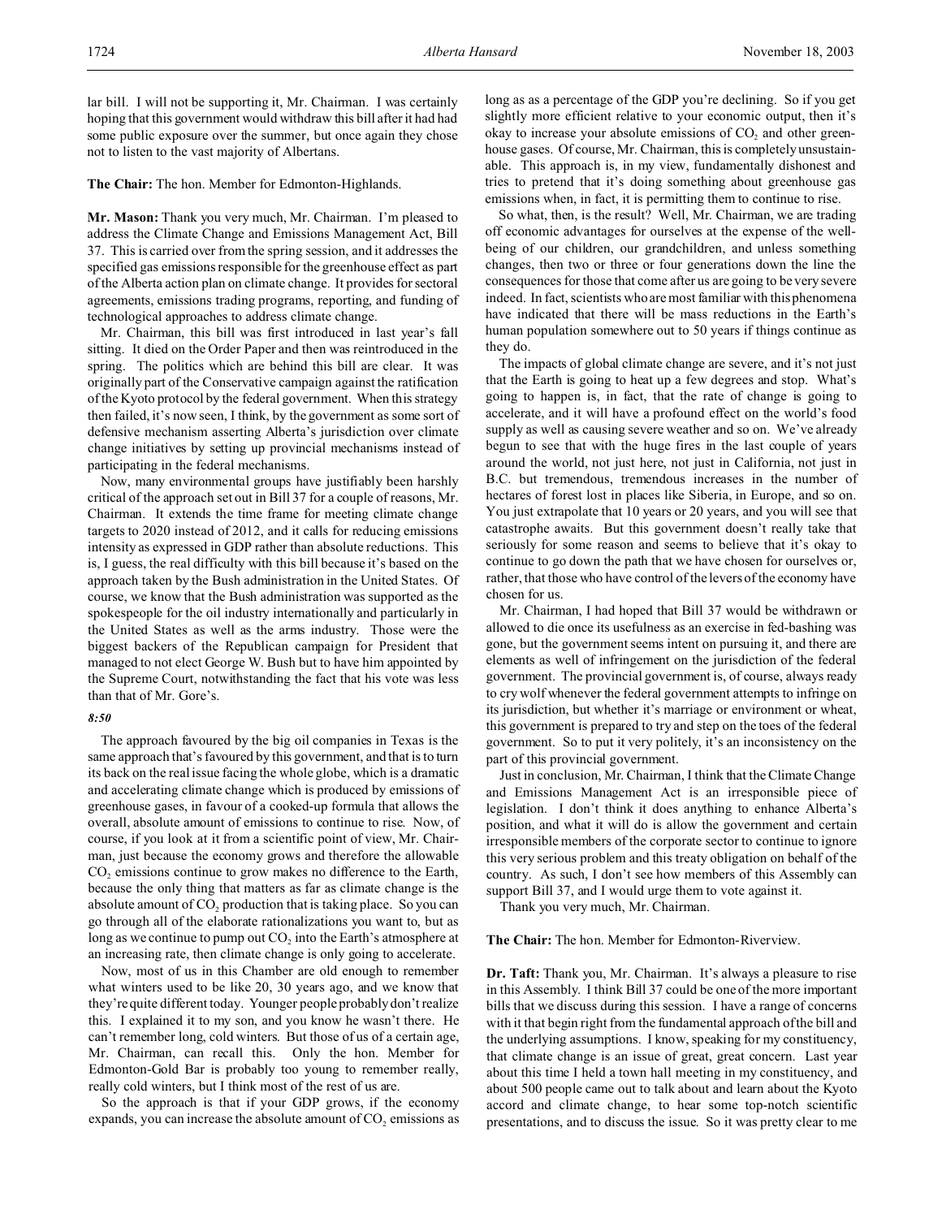lar bill. I will not be supporting it, Mr. Chairman. I was certainly hoping that this government would withdraw this bill after it had had some public exposure over the summer, but once again they chose not to listen to the vast majority of Albertans.

**The Chair:** The hon. Member for Edmonton-Highlands.

**Mr. Mason:** Thank you very much, Mr. Chairman. I'm pleased to address the Climate Change and Emissions Management Act, Bill 37. This is carried over from the spring session, and it addresses the specified gas emissions responsible for the greenhouse effect as part of the Alberta action plan on climate change. It provides for sectoral agreements, emissions trading programs, reporting, and funding of technological approaches to address climate change.

Mr. Chairman, this bill was first introduced in last year's fall sitting. It died on the Order Paper and then was reintroduced in the spring. The politics which are behind this bill are clear. It was originally part of the Conservative campaign against the ratification of the Kyoto protocol by the federal government. When this strategy then failed, it's now seen, I think, by the government as some sort of defensive mechanism asserting Alberta's jurisdiction over climate change initiatives by setting up provincial mechanisms instead of participating in the federal mechanisms.

Now, many environmental groups have justifiably been harshly critical of the approach set out in Bill 37 for a couple of reasons, Mr. Chairman. It extends the time frame for meeting climate change targets to 2020 instead of 2012, and it calls for reducing emissions intensity as expressed in GDP rather than absolute reductions. This is, I guess, the real difficulty with this bill because it's based on the approach taken by the Bush administration in the United States. Of course, we know that the Bush administration was supported as the spokespeople for the oil industry internationally and particularly in the United States as well as the arms industry. Those were the biggest backers of the Republican campaign for President that managed to not elect George W. Bush but to have him appointed by the Supreme Court, notwithstanding the fact that his vote was less than that of Mr. Gore's.

*8:50*

The approach favoured by the big oil companies in Texas is the same approach that's favoured by this government, and that is to turn its back on the real issue facing the whole globe, which is a dramatic and accelerating climate change which is produced by emissions of greenhouse gases, in favour of a cooked-up formula that allows the overall, absolute amount of emissions to continue to rise. Now, of course, if you look at it from a scientific point of view, Mr. Chairman, just because the economy grows and therefore the allowable $CO_2$ emissions continue to grow makes no difference to the Earth, because the only thing that matters as far as climate change is the absolute amount of $CO_2$ production that is taking place. So you can go through all of the elaborate rationalizations you want to, but as long as we continue to pump out $CO_2$ into the Earth's atmosphere at an increasing rate, then climate change is only going to accelerate.

Now, most of us in this Chamber are old enough to remember what winters used to be like 20, 30 years ago, and we know that they're quite different today. Younger people probably don't realize this. I explained it to my son, and you know he wasn't there. He can't remember long, cold winters. But those of us of a certain age, Mr. Chairman, can recall this. Only the hon. Member for Edmonton-Gold Bar is probably too young to remember really, really cold winters, but I think most of the rest of us are.

So the approach is that if your GDP grows, if the economy expands, you can increase the absolute amount of $CO_2$ emissions as long as as a percentage of the GDP you're declining. So if you get slightly more efficient relative to your economic output, then it's okay to increase your absolute emissions of $CO_2$ and other greenhouse gases. Of course, Mr. Chairman, this is completely unsustainable. This approach is, in my view, fundamentally dishonest and tries to pretend that it's doing something about greenhouse gas emissions when, in fact, it is permitting them to continue to rise.

So what, then, is the result? Well, Mr. Chairman, we are trading off economic advantages for ourselves at the expense of the well-being of our children, our grandchildren, and unless something changes, then two or three or four generations down the line the consequences for those that come after us are going to be very severe indeed. In fact, scientists who are most familiar with this phenomena have indicated that there will be mass reductions in the Earth's human population somewhere out to 50 years if things continue as they do.

The impacts of global climate change are severe, and it's not just that the Earth is going to heat up a few degrees and stop. What's going to happen is, in fact, that the rate of change is going to accelerate, and it will have a profound effect on the world's food supply as well as causing severe weather and so on. We've already begun to see that with the huge fires in the last couple of years around the world, not just here, not just in California, not just in B.C. but tremendous, tremendous increases in the number of hectares of forest lost in places like Siberia, in Europe, and so on. You just extrapolate that 10 years or 20 years, and you will see that catastrophe awaits. But this government doesn't really take that seriously for some reason and seems to believe that it's okay to continue to go down the path that we have chosen for ourselves or, rather, that those who have control of the levers of the economy have chosen for us.

Mr. Chairman, I had hoped that Bill 37 would be withdrawn or allowed to die once its usefulness as an exercise in fed-bashing was gone, but the government seems intent on pursuing it, and there are elements as well of infringement on the jurisdiction of the federal government. The provincial government is, of course, always ready to cry wolf whenever the federal government attempts to infringe on its jurisdiction, but whether it's marriage or environment or wheat, this government is prepared to try and step on the toes of the federal government. So to put it very politely, it's an inconsistency on the part of this provincial government.

Just in conclusion, Mr. Chairman, I think that the Climate Change and Emissions Management Act is an irresponsible piece of legislation. I don't think it does anything to enhance Alberta's position, and what it will do is allow the government and certain irresponsible members of the corporate sector to continue to ignore this very serious problem and this treaty obligation on behalf of the country. As such, I don't see how members of this Assembly can support Bill 37, and I would urge them to vote against it.

Thank you very much, Mr. Chairman.

**The Chair:** The hon. Member for Edmonton-Riverview.

**Dr. Taft:** Thank you, Mr. Chairman. It's always a pleasure to rise in this Assembly. I think Bill 37 could be one of the more important bills that we discuss during this session. I have a range of concerns with it that begin right from the fundamental approach of the bill and the underlying assumptions. I know, speaking for my constituency, that climate change is an issue of great, great concern. Last year about this time I held a town hall meeting in my constituency, and about 500 people came out to talk about and learn about the Kyoto accord and climate change, to hear some top-notch scientific presentations, and to discuss the issue. So it was pretty clear to me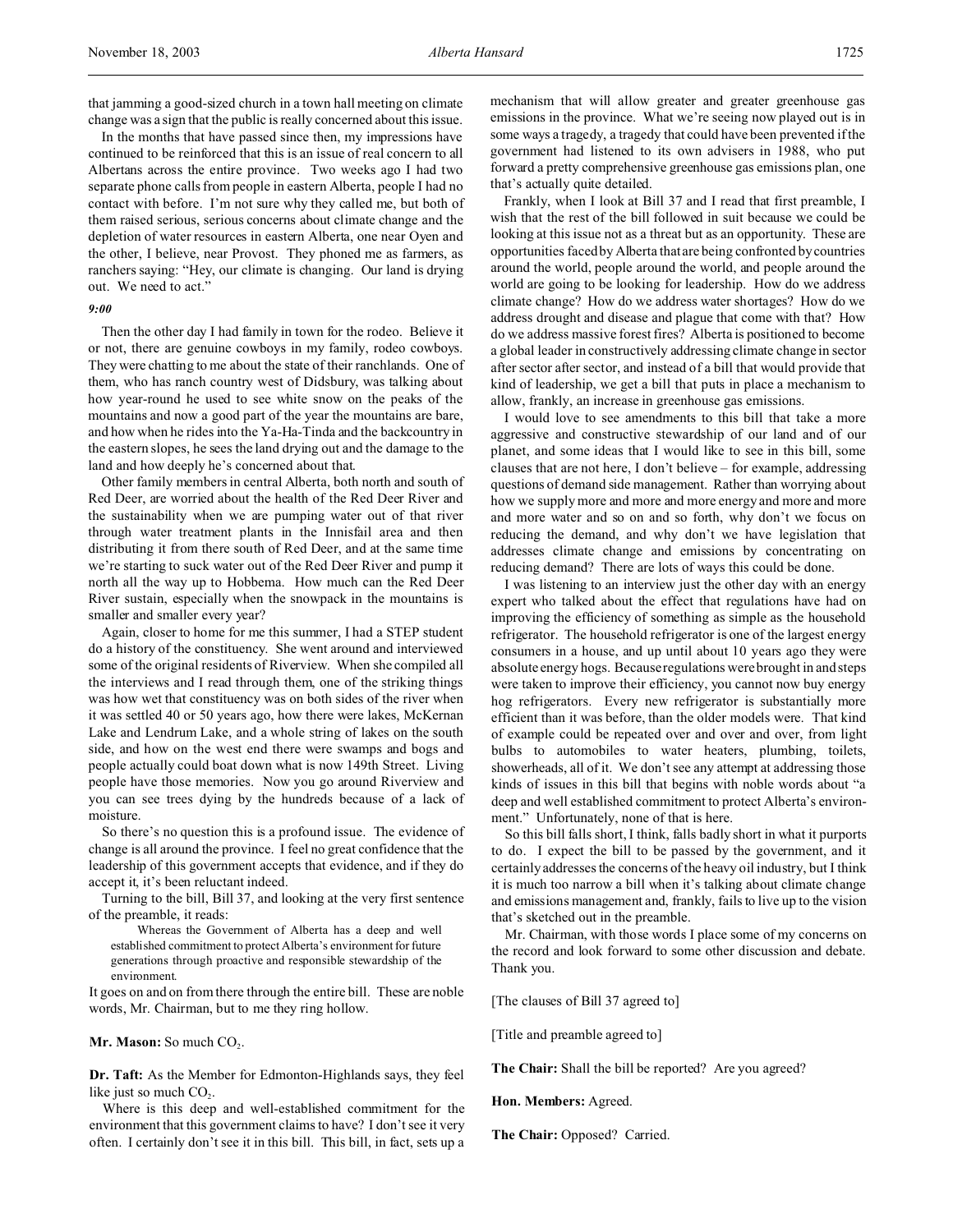that jamming a good-sized church in a town hall meeting on climate change was a sign that the public is really concerned about this issue.

In the months that have passed since then, my impressions have continued to be reinforced that this is an issue of real concern to all Albertans across the entire province. Two weeks ago I had two separate phone calls from people in eastern Alberta, people I had no contact with before. I'm not sure why they called me, but both of them raised serious, serious concerns about climate change and the depletion of water resources in eastern Alberta, one near Oyen and the other, I believe, near Provost. They phoned me as farmers, as ranchers saying: "Hey, our climate is changing. Our land is drying out. We need to act."

*9:00*

Then the other day I had family in town for the rodeo. Believe it or not, there are genuine cowboys in my family, rodeo cowboys. They were chatting to me about the state of their ranchlands. One of them, who has ranch country west of Didsbury, was talking about how year-round he used to see white snow on the peaks of the mountains and now a good part of the year the mountains are bare, and how when he rides into the Ya-Ha-Tinda and the backcountry in the eastern slopes, he sees the land drying out and the damage to the land and how deeply he's concerned about that.

Other family members in central Alberta, both north and south of Red Deer, are worried about the health of the Red Deer River and the sustainability when we are pumping water out of that river through water treatment plants in the Innisfail area and then distributing it from there south of Red Deer, and at the same time we're starting to suck water out of the Red Deer River and pump it north all the way up to Hobbema. How much can the Red Deer River sustain, especially when the snowpack in the mountains is smaller and smaller every year?

Again, closer to home for me this summer, I had a STEP student do a history of the constituency. She went around and interviewed some of the original residents of Riverview. When she compiled all the interviews and I read through them, one of the striking things was how wet that constituency was on both sides of the river when it was settled 40 or 50 years ago, how there were lakes, McKernan Lake and Lendrum Lake, and a whole string of lakes on the south side, and how on the west end there were swamps and bogs and people actually could boat down what is now 149th Street. Living people have those memories. Now you go around Riverview and you can see trees dying by the hundreds because of a lack of moisture.

So there's no question this is a profound issue. The evidence of change is all around the province. I feel no great confidence that the leadership of this government accepts that evidence, and if they do accept it, it's been reluctant indeed.

Turning to the bill, Bill 37, and looking at the very first sentence of the preamble, it reads:

> Whereas the Government of Alberta has a deep and well established commitment to protect Alberta's environment for future generations through proactive and responsible stewardship of the environment.

It goes on and on from there through the entire bill. These are noble words, Mr. Chairman, but to me they ring hollow.

**Mr. Mason:** So much $CO_2$.

**Dr. Taft:** As the Member for Edmonton-Highlands says, they feel like just so much $CO_2$.

Where is this deep and well-established commitment for the environment that this government claims to have? I don't see it very often. I certainly don't see it in this bill. This bill, in fact, sets up a mechanism that will allow greater and greater greenhouse gas emissions in the province. What we're seeing now played out is in some ways a tragedy, a tragedy that could have been prevented if the government had listened to its own advisers in 1988, who put forward a pretty comprehensive greenhouse gas emissions plan, one that's actually quite detailed.

Frankly, when I look at Bill 37 and I read that first preamble, I wish that the rest of the bill followed in suit because we could be looking at this issue not as a threat but as an opportunity. These are opportunities faced by Alberta that are being confronted by countries around the world, people around the world, and people around the world are going to be looking for leadership. How do we address climate change? How do we address water shortages? How do we address drought and disease and plague that come with that? How do we address massive forest fires? Alberta is positioned to become a global leader in constructively addressing climate change in sector after sector after sector, and instead of a bill that would provide that kind of leadership, we get a bill that puts in place a mechanism to allow, frankly, an increase in greenhouse gas emissions.

I would love to see amendments to this bill that take a more aggressive and constructive stewardship of our land and of our planet, and some ideas that I would like to see in this bill, some clauses that are not here, I don't believe – for example, addressing questions of demand side management. Rather than worrying about how we supply more and more and more energy and more and more and more water and so on and so forth, why don't we focus on reducing the demand, and why don't we have legislation that addresses climate change and emissions by concentrating on reducing demand? There are lots of ways this could be done.

I was listening to an interview just the other day with an energy expert who talked about the effect that regulations have had on improving the efficiency of something as simple as the household refrigerator. The household refrigerator is one of the largest energy consumers in a house, and up until about 10 years ago they were absolute energy hogs. Because regulations were brought in and steps were taken to improve their efficiency, you cannot now buy energy hog refrigerators. Every new refrigerator is substantially more efficient than it was before, than the older models were. That kind of example could be repeated over and over and over, from light bulbs to automobiles to water heaters, plumbing, toilets, showerheads, all of it. We don't see any attempt at addressing those kinds of issues in this bill that begins with noble words about "a deep and well established commitment to protect Alberta's environment." Unfortunately, none of that is here.

So this bill falls short, I think, falls badly short in what it purports to do. I expect the bill to be passed by the government, and it certainly addresses the concerns of the heavy oil industry, but I think it is much too narrow a bill when it's talking about climate change and emissions management and, frankly, fails to live up to the vision that's sketched out in the preamble.

Mr. Chairman, with those words I place some of my concerns on the record and look forward to some other discussion and debate. Thank you.

[The clauses of Bill 37 agreed to]

[Title and preamble agreed to]

**The Chair:** Shall the bill be reported? Are you agreed?

**Hon. Members:** Agreed.

**The Chair:** Opposed? Carried.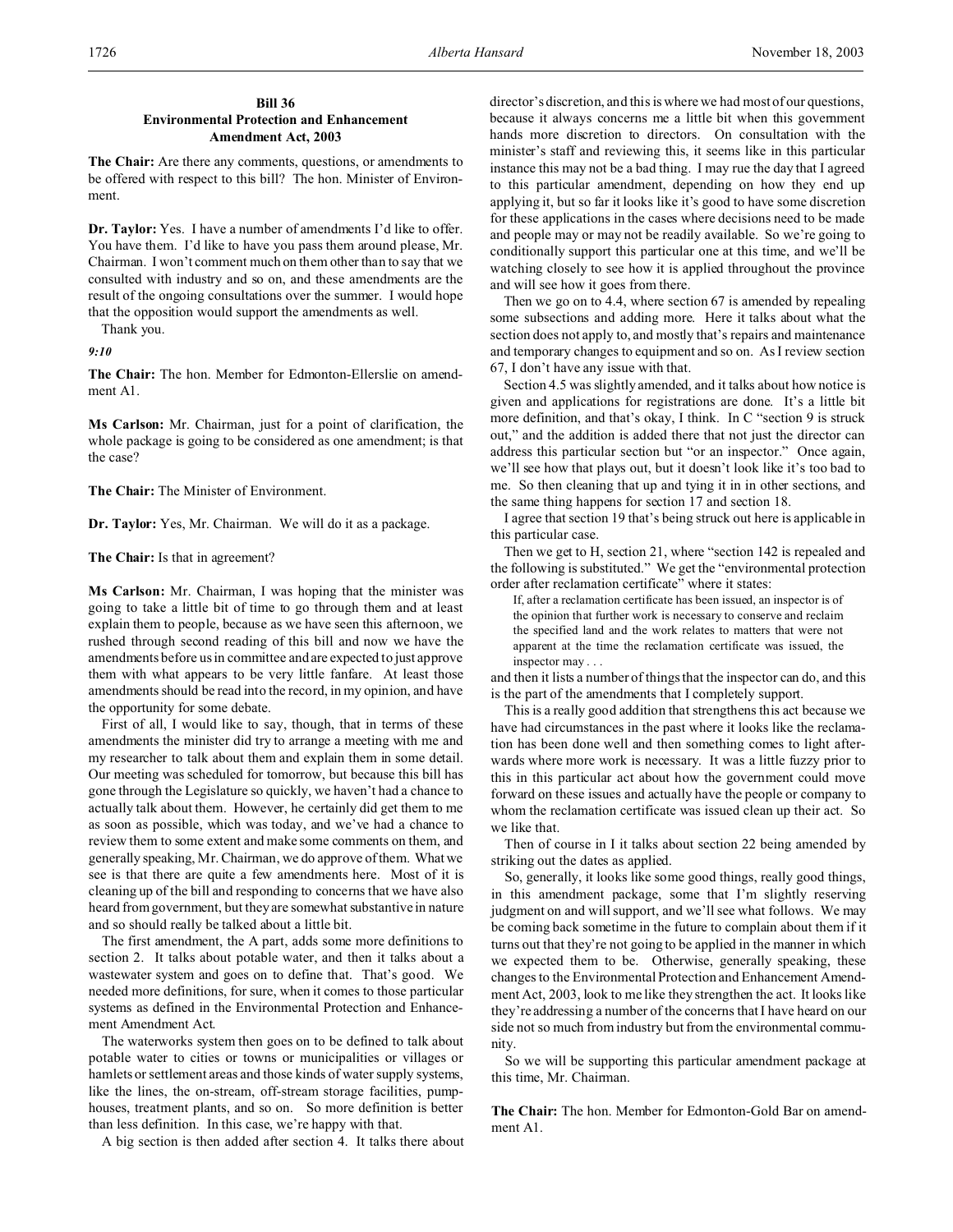## Bill 36
## Environmental Protection and Enhancement Amendment Act, 2003

**The Chair:** Are there any comments, questions, or amendments to be offered with respect to this bill? The hon. Minister of Environment.

**Dr. Taylor:** Yes. I have a number of amendments I'd like to offer. You have them. I'd like to have you pass them around please, Mr. Chairman. I won't comment much on them other than to say that we consulted with industry and so on, and these amendments are the result of the ongoing consultations over the summer. I would hope that the opposition would support the amendments as well.

Thank you.

*9:10*

**The Chair:** The hon. Member for Edmonton-Ellerslie on amendment A1.

**Ms Carlson:** Mr. Chairman, just for a point of clarification, the whole package is going to be considered as one amendment; is that the case?

**The Chair:** The Minister of Environment.

**Dr. Taylor:** Yes, Mr. Chairman. We will do it as a package.

**The Chair:** Is that in agreement?

**Ms Carlson:** Mr. Chairman, I was hoping that the minister was going to take a little bit of time to go through them and at least explain them to people, because as we have seen this afternoon, we rushed through second reading of this bill and now we have the amendments before us in committee and are expected to just approve them with what appears to be very little fanfare. At least those amendments should be read into the record, in my opinion, and have the opportunity for some debate.

First of all, I would like to say, though, that in terms of these amendments the minister did try to arrange a meeting with me and my researcher to talk about them and explain them in some detail. Our meeting was scheduled for tomorrow, but because this bill has gone through the Legislature so quickly, we haven't had a chance to actually talk about them. However, he certainly did get them to me as soon as possible, which was today, and we've had a chance to review them to some extent and make some comments on them, and generally speaking, Mr. Chairman, we do approve of them. What we see is that there are quite a few amendments here. Most of it is cleaning up of the bill and responding to concerns that we have also heard from government, but they are somewhat substantive in nature and so should really be talked about a little bit.

The first amendment, the A part, adds some more definitions to section 2. It talks about potable water, and then it talks about a wastewater system and goes on to define that. That's good. We needed more definitions, for sure, when it comes to those particular systems as defined in the Environmental Protection and Enhancement Amendment Act.

The waterworks system then goes on to be defined to talk about potable water to cities or towns or municipalities or villages or hamlets or settlement areas and those kinds of water supply systems, like the lines, the on-stream, off-stream storage facilities, pumphouses, treatment plants, and so on. So more definition is better than less definition. In this case, we're happy with that.

A big section is then added after section 4. It talks there about director's discretion, and this is where we had most of our questions, because it always concerns me a little bit when this government hands more discretion to directors. On consultation with the minister's staff and reviewing this, it seems like in this particular instance this may not be a bad thing. I may rue the day that I agreed to this particular amendment, depending on how they end up applying it, but so far it looks like it's good to have some discretion for these applications in the cases where decisions need to be made and people may or may not be readily available. So we're going to conditionally support this particular one at this time, and we'll be watching closely to see how it is applied throughout the province and will see how it goes from there.

Then we go on to 4.4, where section 67 is amended by repealing some subsections and adding more. Here it talks about what the section does not apply to, and mostly that's repairs and maintenance and temporary changes to equipment and so on. As I review section 67, I don't have any issue with that.

Section 4.5 was slightly amended, and it talks about how notice is given and applications for registrations are done. It's a little bit more definition, and that's okay, I think. In C "section 9 is struck out," and the addition is added there that not just the director can address this particular section but "or an inspector." Once again, we'll see how that plays out, but it doesn't look like it's too bad to me. So then cleaning that up and tying it in in other sections, and the same thing happens for section 17 and section 18.

I agree that section 19 that's being struck out here is applicable in this particular case.

Then we get to H, section 21, where "section 142 is repealed and the following is substituted." We get the "environmental protection order after reclamation certificate" where it states:

> If, after a reclamation certificate has been issued, an inspector is of the opinion that further work is necessary to conserve and reclaim the specified land and the work relates to matters that were not apparent at the time the reclamation certificate was issued, the inspector may . . .

and then it lists a number of things that the inspector can do, and this is the part of the amendments that I completely support.

This is a really good addition that strengthens this act because we have had circumstances in the past where it looks like the reclamation has been done well and then something comes to light afterwards where more work is necessary. It was a little fuzzy prior to this in this particular act about how the government could move forward on these issues and actually have the people or company to whom the reclamation certificate was issued clean up their act. So we like that.

Then of course in I it talks about section 22 being amended by striking out the dates as applied.

So, generally, it looks like some good things, really good things, in this amendment package, some that I'm slightly reserving judgment on and will support, and we'll see what follows. We may be coming back sometime in the future to complain about them if it turns out that they're not going to be applied in the manner in which we expected them to be. Otherwise, generally speaking, these changes to the Environmental Protection and Enhancement Amendment Act, 2003, look to me like they strengthen the act. It looks like they're addressing a number of the concerns that I have heard on our side not so much from industry but from the environmental community.

So we will be supporting this particular amendment package at this time, Mr. Chairman.

**The Chair:** The hon. Member for Edmonton-Gold Bar on amendment A1.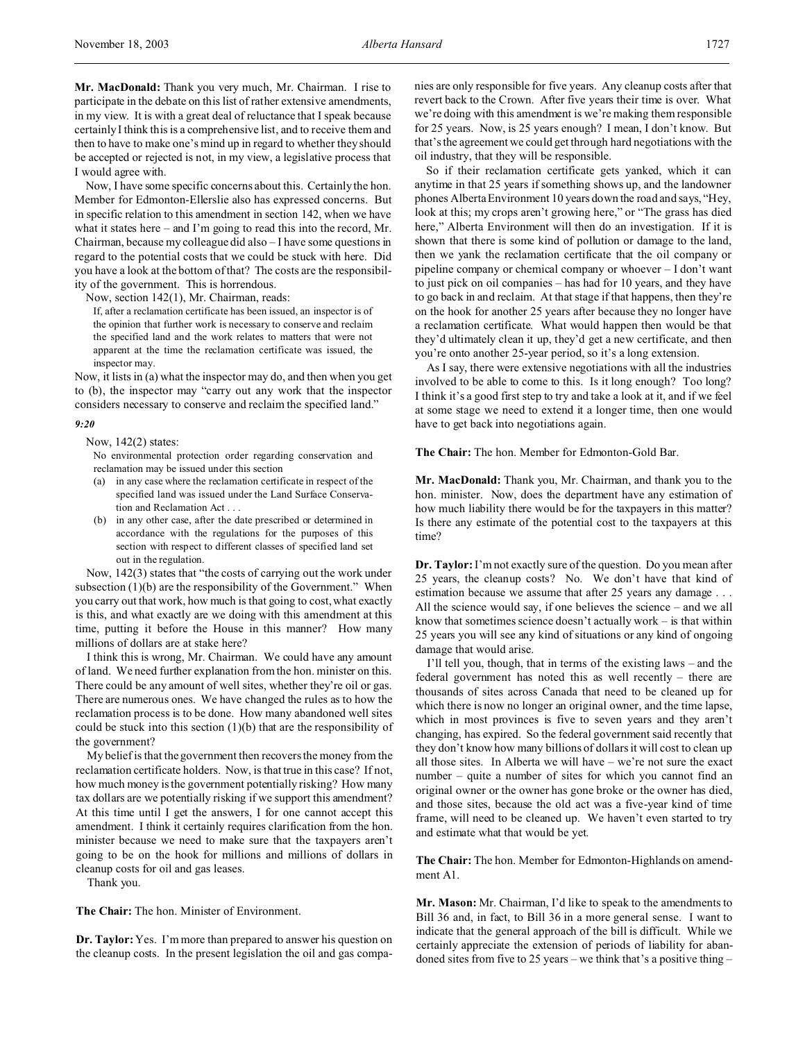**Mr. MacDonald:** Thank you very much, Mr. Chairman. I rise to participate in the debate on this list of rather extensive amendments, in my view. It is with a great deal of reluctance that I speak because certainly I think this is a comprehensive list, and to receive them and then to have to make one's mind up in regard to whether they should be accepted or rejected is not, in my view, a legislative process that I would agree with.

Now, I have some specific concerns about this. Certainly the hon. Member for Edmonton-Ellerslie also has expressed concerns. But in specific relation to this amendment in section 142, when we have what it states here – and I'm going to read this into the record, Mr. Chairman, because my colleague did also – I have some questions in regard to the potential costs that we could be stuck with here. Did you have a look at the bottom of that? The costs are the responsibility of the government. This is horrendous.

Now, section 142(1), Mr. Chairman, reads:

> If, after a reclamation certificate has been issued, an inspector is of the opinion that further work is necessary to conserve and reclaim the specified land and the work relates to matters that were not apparent at the time the reclamation certificate was issued, the inspector may.

Now, it lists in (a) what the inspector may do, and then when you get to (b), the inspector may "carry out any work that the inspector considers necessary to conserve and reclaim the specified land."

*9:20*

Now, 142(2) states:

> No environmental protection order regarding conservation and reclamation may be issued under this section
> (a) in any case where the reclamation certificate in respect of the specified land was issued under the Land Surface Conservation and Reclamation Act . . .
> (b) in any other case, after the date prescribed or determined in accordance with the regulations for the purposes of this section with respect to different classes of specified land set out in the regulation.

Now, 142(3) states that "the costs of carrying out the work under subsection (1)(b) are the responsibility of the Government." When you carry out that work, how much is that going to cost, what exactly is this, and what exactly are we doing with this amendment at this time, putting it before the House in this manner? How many millions of dollars are at stake here?

I think this is wrong, Mr. Chairman. We could have any amount of land. We need further explanation from the hon. minister on this. There could be any amount of well sites, whether they're oil or gas. There are numerous ones. We have changed the rules as to how the reclamation process is to be done. How many abandoned well sites could be stuck into this section (1)(b) that are the responsibility of the government?

My belief is that the government then recovers the money from the reclamation certificate holders. Now, is that true in this case? If not, how much money is the government potentially risking? How many tax dollars are we potentially risking if we support this amendment? At this time until I get the answers, I for one cannot accept this amendment. I think it certainly requires clarification from the hon. minister because we need to make sure that the taxpayers aren't going to be on the hook for millions and millions of dollars in cleanup costs for oil and gas leases.

Thank you.

**The Chair:** The hon. Minister of Environment.

**Dr. Taylor:** Yes. I'm more than prepared to answer his question on the cleanup costs. In the present legislation the oil and gas companies are only responsible for five years. Any cleanup costs after that revert back to the Crown. After five years their time is over. What we're doing with this amendment is we're making them responsible for 25 years. Now, is 25 years enough? I mean, I don't know. But that's the agreement we could get through hard negotiations with the oil industry, that they will be responsible.

So if their reclamation certificate gets yanked, which it can anytime in that 25 years if something shows up, and the landowner phones Alberta Environment 10 years down the road and says, "Hey, look at this; my crops aren't growing here," or "The grass has died here," Alberta Environment will then do an investigation. If it is shown that there is some kind of pollution or damage to the land, then we yank the reclamation certificate that the oil company or pipeline company or chemical company or whoever – I don't want to just pick on oil companies – has had for 10 years, and they have to go back in and reclaim. At that stage if that happens, then they're on the hook for another 25 years after because they no longer have a reclamation certificate. What would happen then would be that they'd ultimately clean it up, they'd get a new certificate, and then you're onto another 25-year period, so it's a long extension.

As I say, there were extensive negotiations with all the industries involved to be able to come to this. Is it long enough? Too long? I think it's a good first step to try and take a look at it, and if we feel at some stage we need to extend it a longer time, then one would have to get back into negotiations again.

**The Chair:** The hon. Member for Edmonton-Gold Bar.

**Mr. MacDonald:** Thank you, Mr. Chairman, and thank you to the hon. minister. Now, does the department have any estimation of how much liability there would be for the taxpayers in this matter? Is there any estimate of the potential cost to the taxpayers at this time?

**Dr. Taylor:** I'm not exactly sure of the question. Do you mean after 25 years, the cleanup costs? No. We don't have that kind of estimation because we assume that after 25 years any damage . . . All the science would say, if one believes the science – and we all know that sometimes science doesn't actually work – is that within 25 years you will see any kind of situations or any kind of ongoing damage that would arise.

I'll tell you, though, that in terms of the existing laws – and the federal government has noted this as well recently – there are thousands of sites across Canada that need to be cleaned up for which there is now no longer an original owner, and the time lapse, which in most provinces is five to seven years and they aren't changing, has expired. So the federal government said recently that they don't know how many billions of dollars it will cost to clean up all those sites. In Alberta we will have – we're not sure the exact number – quite a number of sites for which you cannot find an original owner or the owner has gone broke or the owner has died, and those sites, because the old act was a five-year kind of time frame, will need to be cleaned up. We haven't even started to try and estimate what that would be yet.

**The Chair:** The hon. Member for Edmonton-Highlands on amendment A1.

**Mr. Mason:** Mr. Chairman, I'd like to speak to the amendments to Bill 36 and, in fact, to Bill 36 in a more general sense. I want to indicate that the general approach of the bill is difficult. While we certainly appreciate the extension of periods of liability for abandoned sites from five to 25 years – we think that's a positive thing –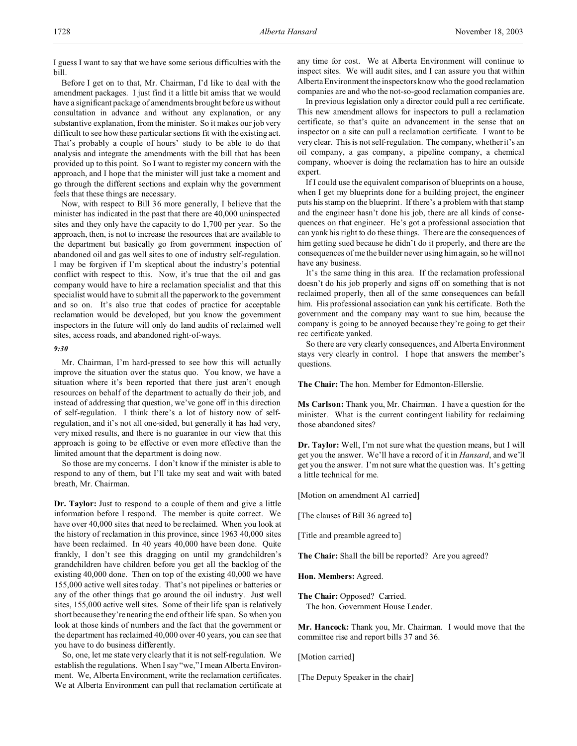I guess I want to say that we have some serious difficulties with the bill.

Before I get on to that, Mr. Chairman, I'd like to deal with the amendment packages. I just find it a little bit amiss that we would have a significant package of amendments brought before us without consultation in advance and without any explanation, or any substantive explanation, from the minister. So it makes our job very difficult to see how these particular sections fit with the existing act. That's probably a couple of hours' study to be able to do that analysis and integrate the amendments with the bill that has been provided up to this point. So I want to register my concern with the approach, and I hope that the minister will just take a moment and go through the different sections and explain why the government feels that these things are necessary.

Now, with respect to Bill 36 more generally, I believe that the minister has indicated in the past that there are 40,000 uninspected sites and they only have the capacity to do 1,700 per year. So the approach, then, is not to increase the resources that are available to the department but basically go from government inspection of abandoned oil and gas well sites to one of industry self-regulation. I may be forgiven if I'm skeptical about the industry's potential conflict with respect to this. Now, it's true that the oil and gas company would have to hire a reclamation specialist and that this specialist would have to submit all the paperwork to the government and so on. It's also true that codes of practice for acceptable reclamation would be developed, but you know the government inspectors in the future will only do land audits of reclaimed well sites, access roads, and abandoned right-of-ways.

*9:30*

Mr. Chairman, I'm hard-pressed to see how this will actually improve the situation over the status quo. You know, we have a situation where it's been reported that there just aren't enough resources on behalf of the department to actually do their job, and instead of addressing that question, we've gone off in this direction of self-regulation. I think there's a lot of history now of self-regulation, and it's not all one-sided, but generally it has had very, very mixed results, and there is no guarantee in our view that this approach is going to be effective or even more effective than the limited amount that the department is doing now.

So those are my concerns. I don't know if the minister is able to respond to any of them, but I'll take my seat and wait with bated breath, Mr. Chairman.

**Dr. Taylor:** Just to respond to a couple of them and give a little information before I respond. The member is quite correct. We have over 40,000 sites that need to be reclaimed. When you look at the history of reclamation in this province, since 1963 40,000 sites have been reclaimed. In 40 years 40,000 have been done. Quite frankly, I don't see this dragging on until my grandchildren's grandchildren have children before you get all the backlog of the existing 40,000 done. Then on top of the existing 40,000 we have 155,000 active well sites today. That's not pipelines or batteries or any of the other things that go around the oil industry. Just well sites, 155,000 active well sites. Some of their life span is relatively short because they're nearing the end of their life span. So when you look at those kinds of numbers and the fact that the government or the department has reclaimed 40,000 over 40 years, you can see that you have to do business differently.

So, one, let me state very clearly that it is not self-regulation. We establish the regulations. When I say "we," I mean Alberta Environment. We, Alberta Environment, write the reclamation certificates. We at Alberta Environment can pull that reclamation certificate at any time for cost. We at Alberta Environment will continue to inspect sites. We will audit sites, and I can assure you that within Alberta Environment the inspectors know who the good reclamation companies are and who the not-so-good reclamation companies are.

In previous legislation only a director could pull a rec certificate. This new amendment allows for inspectors to pull a reclamation certificate, so that's quite an advancement in the sense that an inspector on a site can pull a reclamation certificate. I want to be very clear. This is not self-regulation. The company, whether it's an oil company, a gas company, a pipeline company, a chemical company, whoever is doing the reclamation has to hire an outside expert.

If I could use the equivalent comparison of blueprints on a house, when I get my blueprints done for a building project, the engineer puts his stamp on the blueprint. If there's a problem with that stamp and the engineer hasn't done his job, there are all kinds of consequences on that engineer. He's got a professional association that can yank his right to do these things. There are the consequences of him getting sued because he didn't do it properly, and there are the consequences of me the builder never using him again, so he will not have any business.

It's the same thing in this area. If the reclamation professional doesn't do his job properly and signs off on something that is not reclaimed properly, then all of the same consequences can befall him. His professional association can yank his certificate. Both the government and the company may want to sue him, because the company is going to be annoyed because they're going to get their rec certificate yanked.

So there are very clearly consequences, and Alberta Environment stays very clearly in control. I hope that answers the member's questions.

**The Chair:** The hon. Member for Edmonton-Ellerslie.

**Ms Carlson:** Thank you, Mr. Chairman. I have a question for the minister. What is the current contingent liability for reclaiming those abandoned sites?

**Dr. Taylor:** Well, I'm not sure what the question means, but I will get you the answer. We'll have a record of it in *Hansard*, and we'll get you the answer. I'm not sure what the question was. It's getting a little technical for me.

[Motion on amendment A1 carried]

[The clauses of Bill 36 agreed to]

[Title and preamble agreed to]

**The Chair:** Shall the bill be reported? Are you agreed?

**Hon. Members:** Agreed.

**The Chair:** Opposed? Carried.
The hon. Government House Leader.

**Mr. Hancock:** Thank you, Mr. Chairman. I would move that the committee rise and report bills 37 and 36.

[Motion carried]

[The Deputy Speaker in the chair]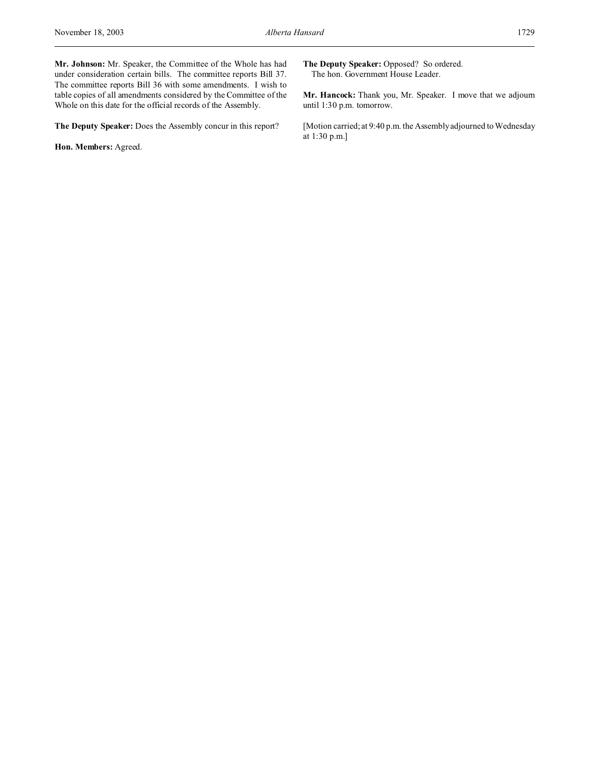**Mr. Johnson:** Mr. Speaker, the Committee of the Whole has had under consideration certain bills. The committee reports Bill 37. The committee reports Bill 36 with some amendments. I wish to table copies of all amendments considered by the Committee of the Whole on this date for the official records of the Assembly.

**The Deputy Speaker:** Does the Assembly concur in this report?

**Hon. Members:** Agreed.

**The Deputy Speaker:** Opposed? So ordered.

The hon. Government House Leader.

**Mr. Hancock:** Thank you, Mr. Speaker. I move that we adjourn until 1:30 p.m. tomorrow.

[Motion carried; at 9:40 p.m. the Assembly adjourned to Wednesday at 1:30 p.m.]